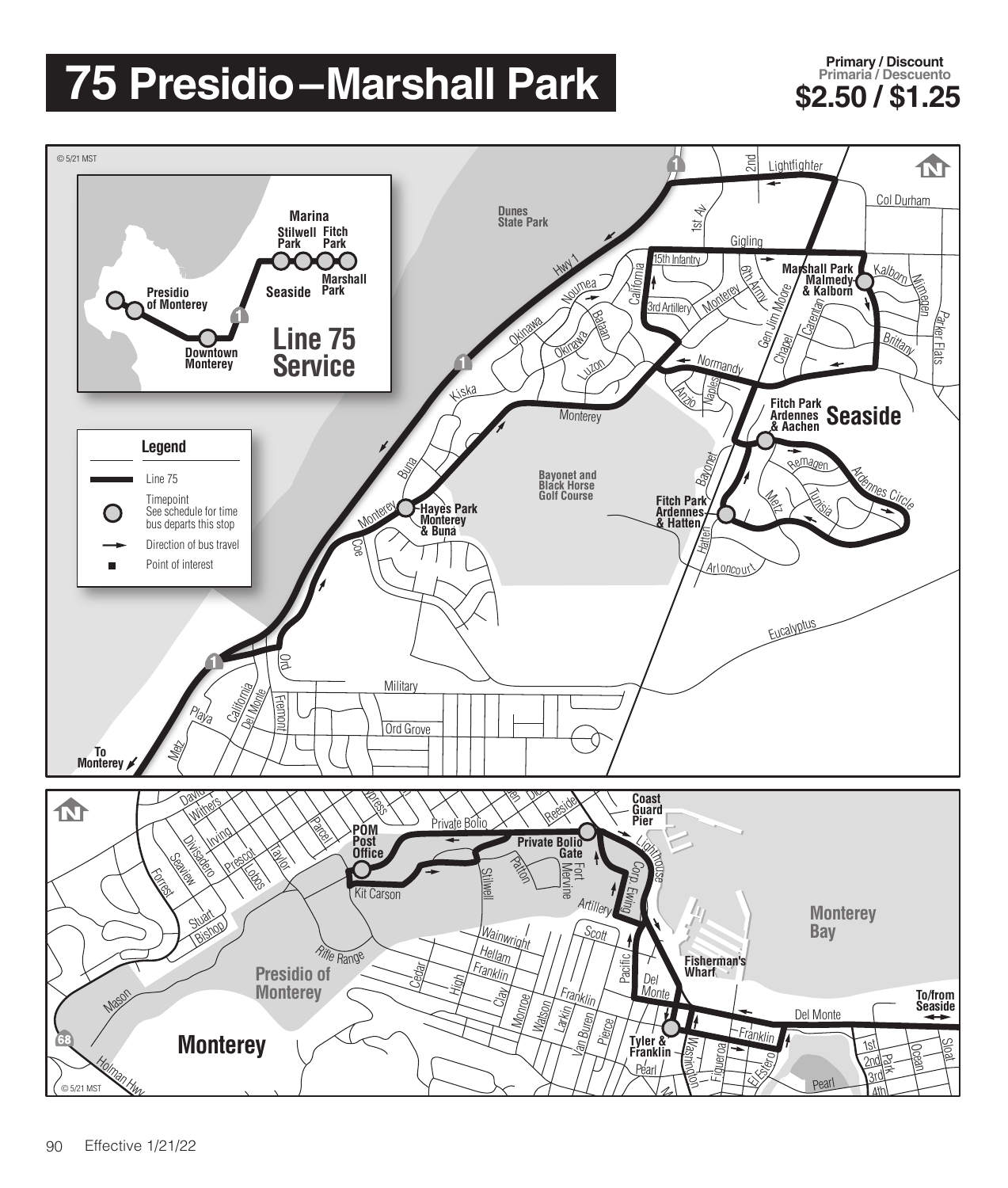# 75 Presidio–Marshall Park

**Primary / Discount**
**Primaria / Descuento**
**$2.50 / $1.25**

© 5/21 MST

**Line 75 Service**

Marina: Stilwell Park, Fitch Park, Marshall Park
Seaside
Presidio of Monterey
Downtown Monterey

**Legend**

- Line 75
- Timepoint — See schedule for time bus departs this stop
- Direction of bus travel
- Point of interest

**Timepoints (Seaside):**

- Marshall Park Malmedy & Kalborn
- Fitch Park Ardennes & Aachen
- Fitch Park Ardennes & Hatten
- Hayes Park Monterey & Buna

**Seaside**

Dunes State Park
Bayonet and Black Horse Golf Course
To Monterey

**Timepoints (Monterey):**

- POM Post Office
- Private Bolio Gate
- Tyler & Franklin

Coast Guard Pier
Fisherman's Wharf
Monterey Bay
Presidio of Monterey
**Monterey**
To/from Seaside

© 5/21 MST

Effective 1/21/22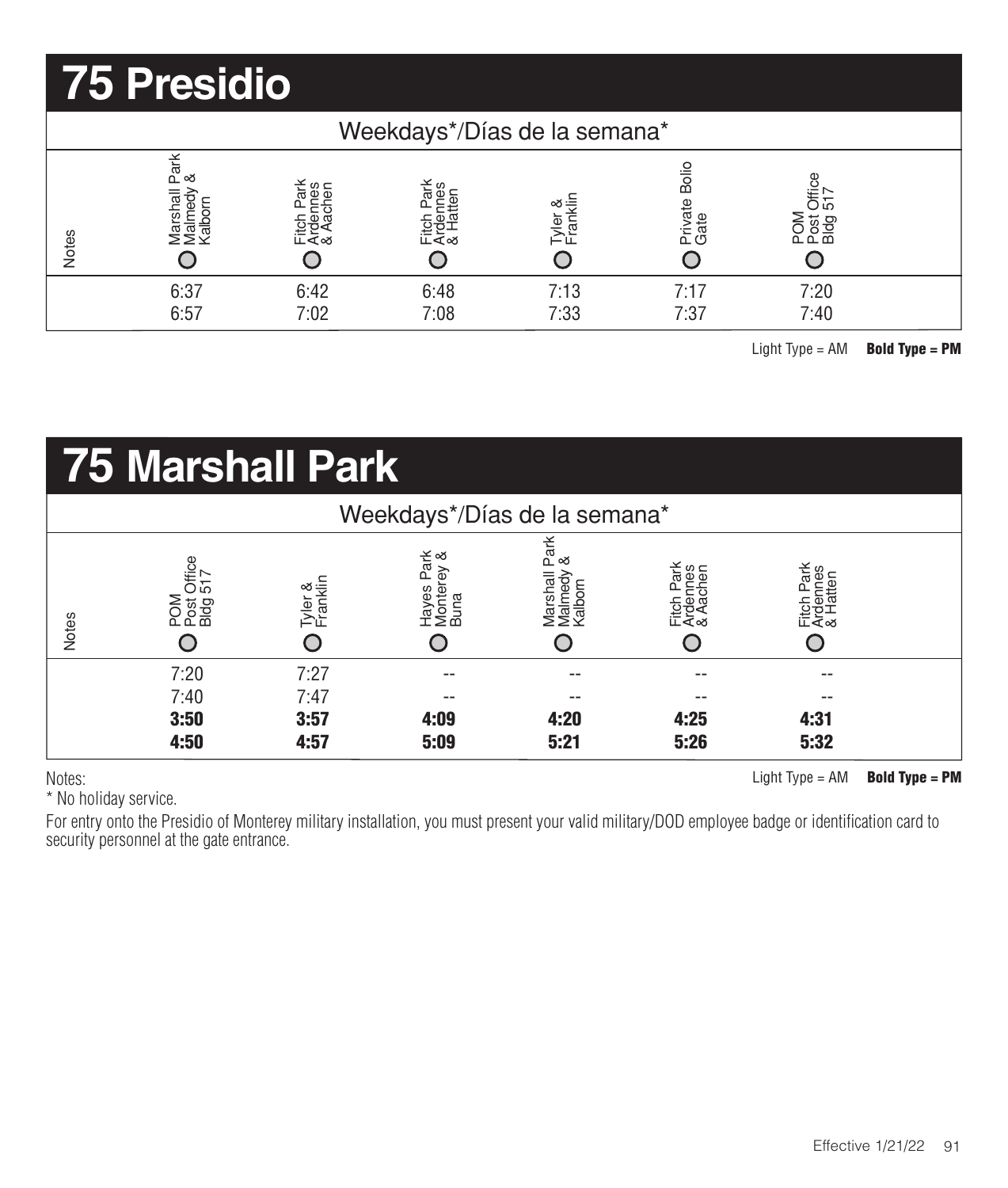# 75 Presidio

Weekdays*/Días de la semana*

| Notes | Marshall Park Malmedy & Kalborn | Fitch Park Ardennes & Aachen | Fitch Park Ardennes & Hatten | Tyler & Franklin | Private Bolio Gate | POM Post Office Bldg 517 |
|---|---|---|---|---|---|---|
| | 6:37 | 6:42 | 6:48 | 7:13 | 7:17 | 7:20 |
| | 6:57 | 7:02 | 7:08 | 7:33 | 7:37 | 7:40 |

Light Type = AM **Bold Type = PM**

# 75 Marshall Park

Weekdays*/Días de la semana*

| Notes | POM Post Office Bldg 517 | Tyler & Franklin | Hayes Park Monterey & Buna | Marshall Park Malmedy & Kalborn | Fitch Park Ardennes & Aachen | Fitch Park Ardennes & Hatten |
|---|---|---|---|---|---|---|
| | 7:20 | 7:27 | -- | -- | -- | -- |
| | 7:40 | 7:47 | -- | -- | -- | -- |
| | **3:50** | **3:57** | **4:09** | **4:20** | **4:25** | **4:31** |
| | **4:50** | **4:57** | **5:09** | **5:21** | **5:26** | **5:32** |

Light Type = AM **Bold Type = PM**

Notes:

* No holiday service.

For entry onto the Presidio of Monterey military installation, you must present your valid military/DOD employee badge or identification card to security personnel at the gate entrance.

Effective 1/21/22